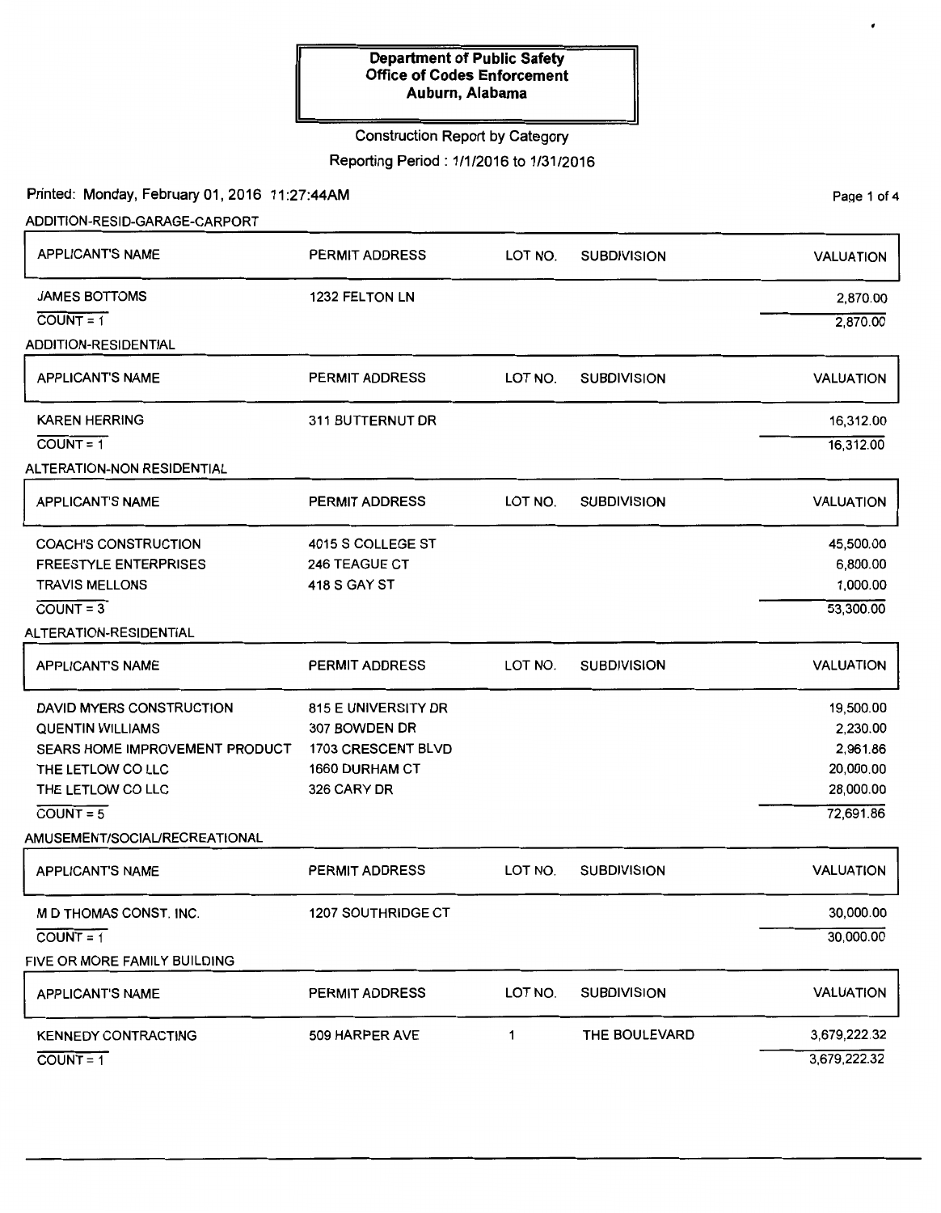**Department of Public Safety**
**Office of Codes Enforcement**
**Auburn, Alabama**

Construction Report by Category

Reporting Period : 1/1/2016 to 1/31/2016

Printed: Monday, February 01, 2016 11:27:44AM

### ADDITION-RESID-GARAGE-CARPORT

| APPLICANT'S NAME | PERMIT ADDRESS | LOT NO. | SUBDIVISION | VALUATION |
|---|---|---|---|---|
| JAMES BOTTOMS | 1232 FELTON LN | | | 2,870.00 |
| COUNT = 1 | | | | 2,870.00 |

### ADDITION-RESIDENTIAL

| APPLICANT'S NAME | PERMIT ADDRESS | LOT NO. | SUBDIVISION | VALUATION |
|---|---|---|---|---|
| KAREN HERRING | 311 BUTTERNUT DR | | | 16,312.00 |
| COUNT = 1 | | | | 16,312.00 |

### ALTERATION-NON RESIDENTIAL

| APPLICANT'S NAME | PERMIT ADDRESS | LOT NO. | SUBDIVISION | VALUATION |
|---|---|---|---|---|
| COACH'S CONSTRUCTION | 4015 S COLLEGE ST | | | 45,500.00 |
| FREESTYLE ENTERPRISES | 246 TEAGUE CT | | | 6,800.00 |
| TRAVIS MELLONS | 418 S GAY ST | | | 1,000.00 |
| COUNT = 3 | | | | 53,300.00 |

### ALTERATION-RESIDENTIAL

| APPLICANT'S NAME | PERMIT ADDRESS | LOT NO. | SUBDIVISION | VALUATION |
|---|---|---|---|---|
| DAVID MYERS CONSTRUCTION | 815 E UNIVERSITY DR | | | 19,500.00 |
| QUENTIN WILLIAMS | 307 BOWDEN DR | | | 2,230.00 |
| SEARS HOME IMPROVEMENT PRODUCT | 1703 CRESCENT BLVD | | | 2,961.86 |
| THE LETLOW CO LLC | 1660 DURHAM CT | | | 20,000.00 |
| THE LETLOW CO LLC | 326 CARY DR | | | 28,000.00 |
| COUNT = 5 | | | | 72,691.86 |

### AMUSEMENT/SOCIAL/RECREATIONAL

| APPLICANT'S NAME | PERMIT ADDRESS | LOT NO. | SUBDIVISION | VALUATION |
|---|---|---|---|---|
| M D THOMAS CONST. INC. | 1207 SOUTHRIDGE CT | | | 30,000.00 |
| COUNT = 1 | | | | 30,000.00 |

### FIVE OR MORE FAMILY BUILDING

| APPLICANT'S NAME | PERMIT ADDRESS | LOT NO. | SUBDIVISION | VALUATION |
|---|---|---|---|---|
| KENNEDY CONTRACTING | 509 HARPER AVE | 1 | THE BOULEVARD | 3,679,222.32 |
| COUNT = 1 | | | | 3,679,222.32 |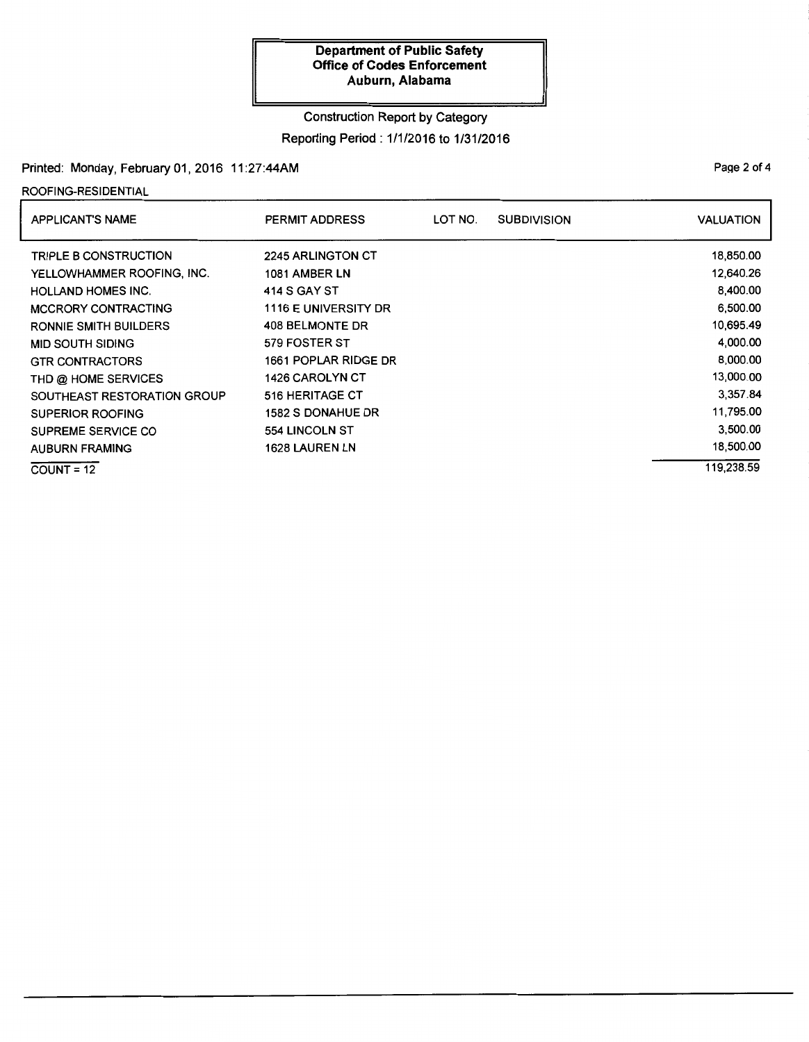**Department of Public Safety**
**Office of Codes Enforcement**
**Auburn, Alabama**

Construction Report by Category

Reporting Period : 1/1/2016 to 1/31/2016

Printed: Monday, February 01, 2016 11:27:44AM

ROOFING-RESIDENTIAL

| APPLICANT'S NAME | PERMIT ADDRESS | LOT NO. | SUBDIVISION | VALUATION |
|---|---|---|---|---|
| TRIPLE B CONSTRUCTION | 2245 ARLINGTON CT | | | 18,850.00 |
| YELLOWHAMMER ROOFING, INC. | 1081 AMBER LN | | | 12,640.26 |
| HOLLAND HOMES INC. | 414 S GAY ST | | | 8,400.00 |
| MCCRORY CONTRACTING | 1116 E UNIVERSITY DR | | | 6,500.00 |
| RONNIE SMITH BUILDERS | 408 BELMONTE DR | | | 10,695.49 |
| MID SOUTH SIDING | 579 FOSTER ST | | | 4,000.00 |
| GTR CONTRACTORS | 1661 POPLAR RIDGE DR | | | 8,000.00 |
| THD @ HOME SERVICES | 1426 CAROLYN CT | | | 13,000.00 |
| SOUTHEAST RESTORATION GROUP | 516 HERITAGE CT | | | 3,357.84 |
| SUPERIOR ROOFING | 1582 S DONAHUE DR | | | 11,795.00 |
| SUPREME SERVICE CO | 554 LINCOLN ST | | | 3,500.00 |
| AUBURN FRAMING | 1628 LAUREN LN | | | 18,500.00 |
| COUNT = 12 | | | | 119,238.59 |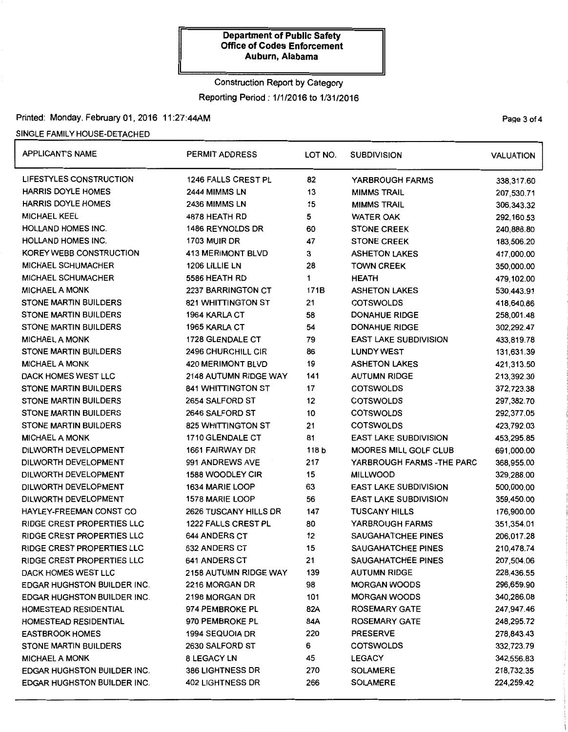**Department of Public Safety**
**Office of Codes Enforcement**
**Auburn, Alabama**

Construction Report by Category

Reporting Period : 1/1/2016 to 1/31/2016

Printed: Monday, February 01, 2016 11:27:44AM

SINGLE FAMILY HOUSE-DETACHED

| APPLICANT'S NAME | PERMIT ADDRESS | LOT NO. | SUBDIVISION | VALUATION |
|---|---|---|---|---|
| LIFESTYLES CONSTRUCTION | 1246 FALLS CREST PL | 82 | YARBROUGH FARMS | 338,317.60 |
| HARRIS DOYLE HOMES | 2444 MIMMS LN | 13 | MIMMS TRAIL | 207,530.71 |
| HARRIS DOYLE HOMES | 2436 MIMMS LN | 15 | MIMMS TRAIL | 306,343.32 |
| MICHAEL KEEL | 4878 HEATH RD | 5 | WATER OAK | 292,160.53 |
| HOLLAND HOMES INC. | 1486 REYNOLDS DR | 60 | STONE CREEK | 240,888.80 |
| HOLLAND HOMES INC. | 1703 MUIR DR | 47 | STONE CREEK | 183,506.20 |
| KOREY WEBB CONSTRUCTION | 413 MERIMONT BLVD | 3 | ASHETON LAKES | 417,000.00 |
| MICHAEL SCHUMACHER | 1206 LILLIE LN | 28 | TOWN CREEK | 350,000.00 |
| MICHAEL SCHUMACHER | 5586 HEATH RD | 1 | HEATH | 479,102.00 |
| MICHAEL A MONK | 2237 BARRINGTON CT | 171B | ASHETON LAKES | 530,443.91 |
| STONE MARTIN BUILDERS | 821 WHITTINGTON ST | 21 | COTSWOLDS | 418,640.86 |
| STONE MARTIN BUILDERS | 1964 KARLA CT | 58 | DONAHUE RIDGE | 258,001.48 |
| STONE MARTIN BUILDERS | 1965 KARLA CT | 54 | DONAHUE RIDGE | 302,292.47 |
| MICHAEL A MONK | 1728 GLENDALE CT | 79 | EAST LAKE SUBDIVISION | 433,819.78 |
| STONE MARTIN BUILDERS | 2496 CHURCHILL CIR | 86 | LUNDY WEST | 131,631.39 |
| MICHAEL A MONK | 420 MERIMONT BLVD | 19 | ASHETON LAKES | 421,313.50 |
| DACK HOMES WEST LLC | 2148 AUTUMN RIDGE WAY | 141 | AUTUMN RIDGE | 213,392.30 |
| STONE MARTIN BUILDERS | 841 WHITTINGTON ST | 17 | COTSWOLDS | 372,723.38 |
| STONE MARTIN BUILDERS | 2654 SALFORD ST | 12 | COTSWOLDS | 297,382.70 |
| STONE MARTIN BUILDERS | 2646 SALFORD ST | 10 | COTSWOLDS | 292,377.05 |
| STONE MARTIN BUILDERS | 825 WHITTINGTON ST | 21 | COTSWOLDS | 423,792.03 |
| MICHAEL A MONK | 1710 GLENDALE CT | 81 | EAST LAKE SUBDIVISION | 453,295.85 |
| DILWORTH DEVELOPMENT | 1661 FAIRWAY DR | 118 b | MOORES MILL GOLF CLUB | 691,000.00 |
| DILWORTH DEVELOPMENT | 991 ANDREWS AVE | 217 | YARBROUGH FARMS -THE PARC | 368,955.00 |
| DILWORTH DEVELOPMENT | 1588 WOODLEY CIR | 15 | MILLWOOD | 329,288.00 |
| DILWORTH DEVELOPMENT | 1634 MARIE LOOP | 63 | EAST LAKE SUBDIVISION | 500,000.00 |
| DILWORTH DEVELOPMENT | 1578 MARIE LOOP | 56 | EAST LAKE SUBDIVISION | 359,450.00 |
| HAYLEY-FREEMAN CONST CO | 2626 TUSCANY HILLS DR | 147 | TUSCANY HILLS | 176,900.00 |
| RIDGE CREST PROPERTIES LLC | 1222 FALLS CREST PL | 80 | YARBROUGH FARMS | 351,354.01 |
| RIDGE CREST PROPERTIES LLC | 644 ANDERS CT | 12 | SAUGAHATCHEE PINES | 206,017.28 |
| RIDGE CREST PROPERTIES LLC | 632 ANDERS CT | 15 | SAUGAHATCHEE PINES | 210,478.74 |
| RIDGE CREST PROPERTIES LLC | 641 ANDERS CT | 21 | SAUGAHATCHEE PINES | 207,504.06 |
| DACK HOMES WEST LLC | 2158 AUTUMN RIDGE WAY | 139 | AUTUMN RIDGE | 228,436.55 |
| EDGAR HUGHSTON BUILDER INC. | 2216 MORGAN DR | 98 | MORGAN WOODS | 296,659.90 |
| EDGAR HUGHSTON BUILDER INC. | 2198 MORGAN DR | 101 | MORGAN WOODS | 340,286.08 |
| HOMESTEAD RESIDENTIAL | 974 PEMBROKE PL | 82A | ROSEMARY GATE | 247,947.46 |
| HOMESTEAD RESIDENTIAL | 970 PEMBROKE PL | 84A | ROSEMARY GATE | 248,295.72 |
| EASTBROOK HOMES | 1994 SEQUOIA DR | 220 | PRESERVE | 278,843.43 |
| STONE MARTIN BUILDERS | 2630 SALFORD ST | 6 | COTSWOLDS | 332,723.79 |
| MICHAEL A MONK | 8 LEGACY LN | 45 | LEGACY | 342,556.83 |
| EDGAR HUGHSTON BUILDER INC. | 386 LIGHTNESS DR | 270 | SOLAMERE | 218,732.35 |
| EDGAR HUGHSTON BUILDER INC. | 402 LIGHTNESS DR | 266 | SOLAMERE | 224,259.42 |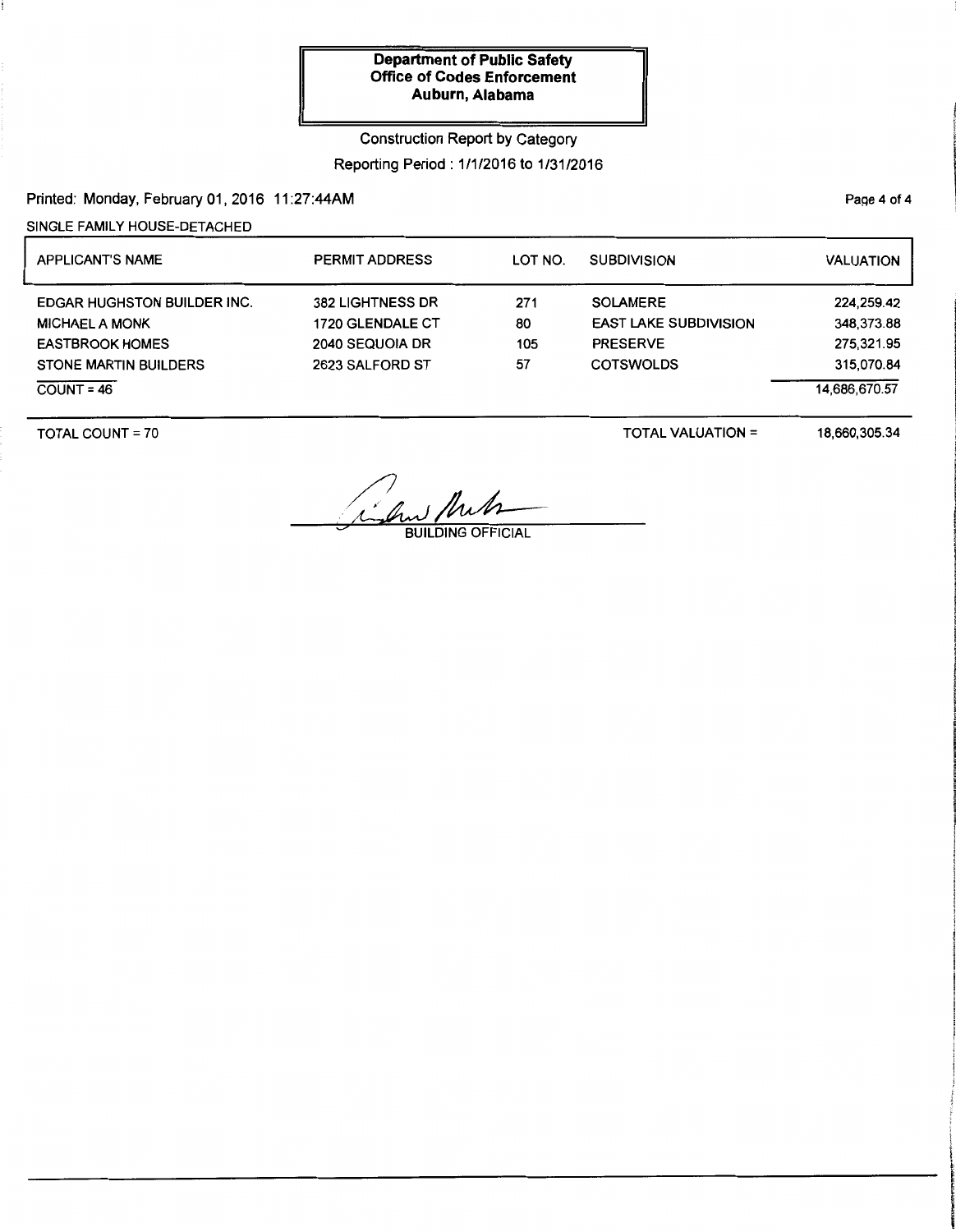**Department of Public Safety**
**Office of Codes Enforcement**
**Auburn, Alabama**

Construction Report by Category

Reporting Period : 1/1/2016 to 1/31/2016

Printed: Monday, February 01, 2016 11:27:44AM

SINGLE FAMILY HOUSE-DETACHED

| APPLICANT'S NAME | PERMIT ADDRESS | LOT NO. | SUBDIVISION | VALUATION |
|---|---|---|---|---|
| EDGAR HUGHSTON BUILDER INC. | 382 LIGHTNESS DR | 271 | SOLAMERE | 224,259.42 |
| MICHAEL A MONK | 1720 GLENDALE CT | 80 | EAST LAKE SUBDIVISION | 348,373.88 |
| EASTBROOK HOMES | 2040 SEQUOIA DR | 105 | PRESERVE | 275,321.95 |
| STONE MARTIN BUILDERS | 2623 SALFORD ST | 57 | COTSWOLDS | 315,070.84 |
| COUNT = 46 | | | | 14,686,670.57 |

TOTAL COUNT = 70

TOTAL VALUATION = 18,660,305.34

BUILDING OFFICIAL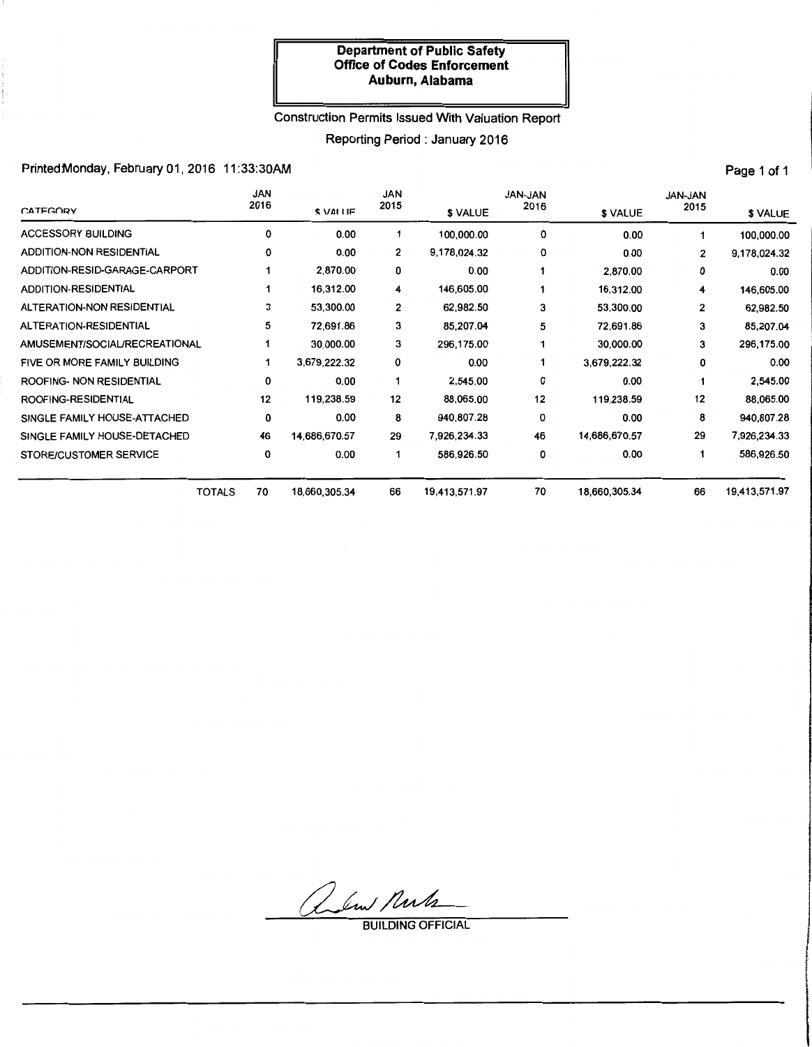**Department of Public Safety**
**Office of Codes Enforcement**
**Auburn, Alabama**

Construction Permits Issued With Valuation Report

Reporting Period : January 2016

Printed Monday, February 01, 2016 11:33:30AM

| CATEGORY | JAN 2016 | $ VALUE | JAN 2015 | $ VALUE | JAN-JAN 2016 | $ VALUE | JAN-JAN 2015 | $ VALUE |
|---|---|---|---|---|---|---|---|---|
| ACCESSORY BUILDING | 0 | 0.00 | 1 | 100,000.00 | 0 | 0.00 | 1 | 100,000.00 |
| ADDITION-NON RESIDENTIAL | 0 | 0.00 | 2 | 9,178,024.32 | 0 | 0.00 | 2 | 9,178,024.32 |
| ADDITION-RESID-GARAGE-CARPORT | 1 | 2,870.00 | 0 | 0.00 | 1 | 2,870.00 | 0 | 0.00 |
| ADDITION-RESIDENTIAL | 1 | 16,312.00 | 4 | 146,605.00 | 1 | 16,312.00 | 4 | 146,605.00 |
| ALTERATION-NON RESIDENTIAL | 3 | 53,300.00 | 2 | 62,982.50 | 3 | 53,300.00 | 2 | 62,982.50 |
| ALTERATION-RESIDENTIAL | 5 | 72,691.86 | 3 | 85,207.04 | 5 | 72,691.86 | 3 | 85,207.04 |
| AMUSEMENT/SOCIAL/RECREATIONAL | 1 | 30,000.00 | 3 | 296,175.00 | 1 | 30,000.00 | 3 | 296,175.00 |
| FIVE OR MORE FAMILY BUILDING | 1 | 3,679,222.32 | 0 | 0.00 | 1 | 3,679,222.32 | 0 | 0.00 |
| ROOFING- NON RESIDENTIAL | 0 | 0.00 | 1 | 2,545.00 | 0 | 0.00 | 1 | 2,545.00 |
| ROOFING-RESIDENTIAL | 12 | 119,238.59 | 12 | 88,065.00 | 12 | 119,238.59 | 12 | 88,065.00 |
| SINGLE FAMILY HOUSE-ATTACHED | 0 | 0.00 | 8 | 940,807.28 | 0 | 0.00 | 8 | 940,807.28 |
| SINGLE FAMILY HOUSE-DETACHED | 46 | 14,686,670.57 | 29 | 7,926,234.33 | 46 | 14,686,670.57 | 29 | 7,926,234.33 |
| STORE/CUSTOMER SERVICE | 0 | 0.00 | 1 | 586,926.50 | 0 | 0.00 | 1 | 586,926.50 |
| TOTALS | 70 | 18,660,305.34 | 66 | 19,413,571.97 | 70 | 18,660,305.34 | 66 | 19,413,571.97 |

BUILDING OFFICIAL